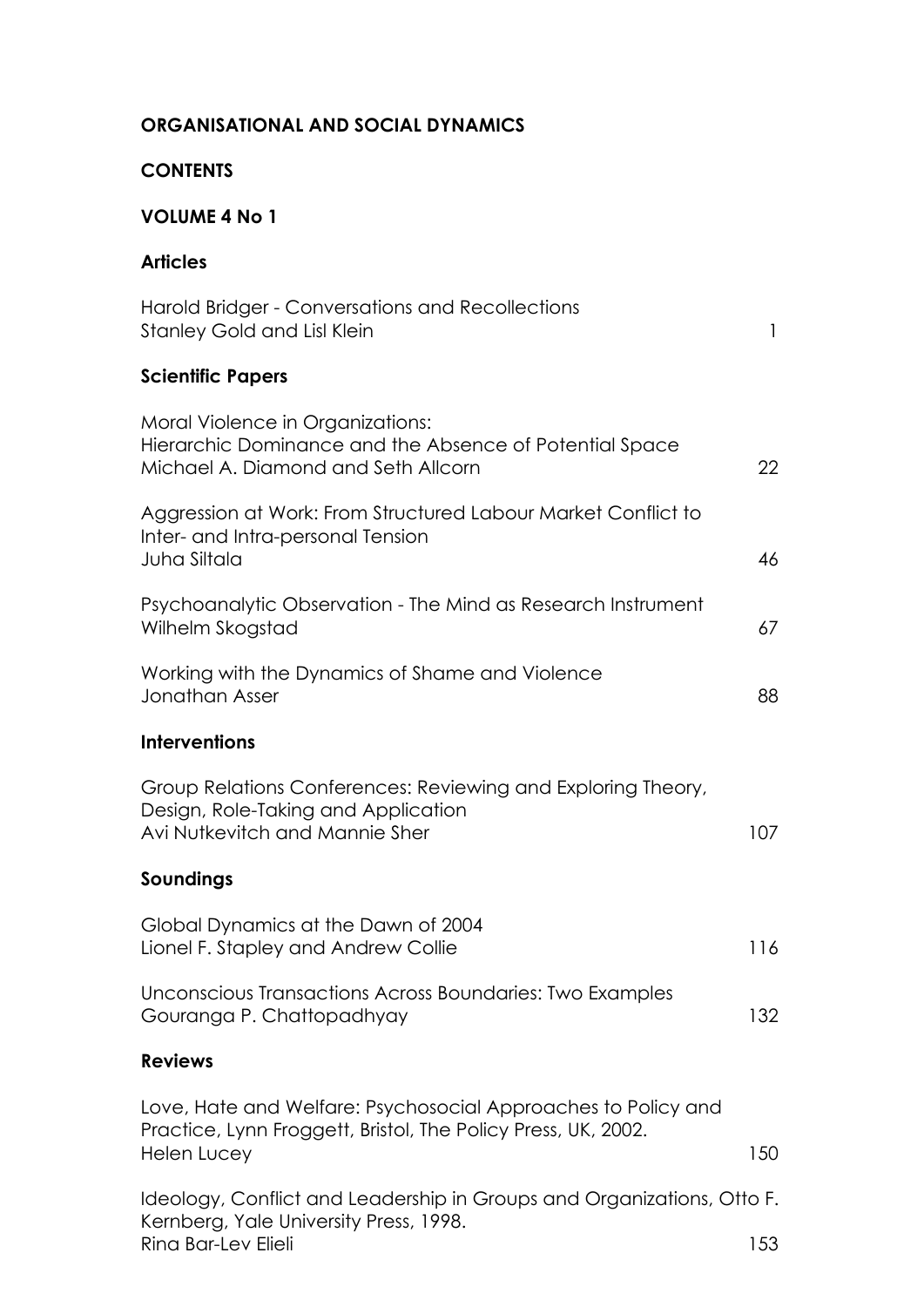# ORGANISATIONAL AND SOCIAL DYNAMICS

## CONTENTS

### VOLUME 4 No 1

### Articles

| | |
|---|---|
| Harold Bridger - Conversations and Recollections<br>Stanley Gold and Lisl Klein | 1 |

### Scientific Papers

| | |
|---|---|
| Moral Violence in Organizations:<br>Hierarchic Dominance and the Absence of Potential Space<br>Michael A. Diamond and Seth Allcorn | 22 |
| Aggression at Work: From Structured Labour Market Conflict to Inter- and Intra-personal Tension<br>Juha Siltala | 46 |
| Psychoanalytic Observation - The Mind as Research Instrument<br>Wilhelm Skogstad | 67 |
| Working with the Dynamics of Shame and Violence<br>Jonathan Asser | 88 |

### Interventions

| | |
|---|---|
| Group Relations Conferences: Reviewing and Exploring Theory, Design, Role-Taking and Application<br>Avi Nutkevitch and Mannie Sher | 107 |

### Soundings

| | |
|---|---|
| Global Dynamics at the Dawn of 2004<br>Lionel F. Stapley and Andrew Collie | 116 |
| Unconscious Transactions Across Boundaries: Two Examples<br>Gouranga P. Chattopadhyay | 132 |

### Reviews

| | |
|---|---|
| Love, Hate and Welfare: Psychosocial Approaches to Policy and Practice, Lynn Froggett, Bristol, The Policy Press, UK, 2002.<br>Helen Lucey | 150 |
| Ideology, Conflict and Leadership in Groups and Organizations, Otto F. Kernberg, Yale University Press, 1998.<br>Rina Bar-Lev Elieli | 153 |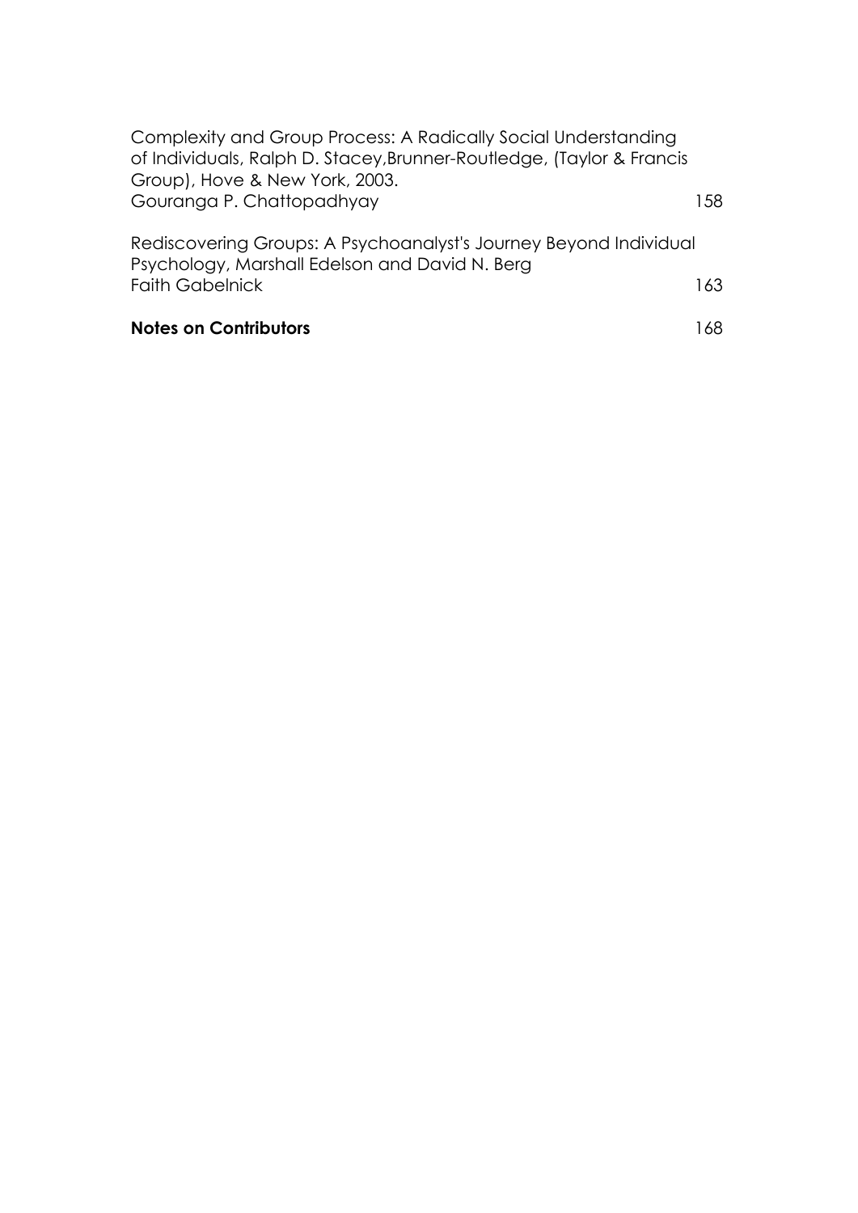Complexity and Group Process: A Radically Social Understanding of Individuals, Ralph D. Stacey,Brunner-Routledge, (Taylor & Francis Group), Hove & New York, 2003.
Gouranga P. Chattopadhyay 158

Rediscovering Groups: A Psychoanalyst's Journey Beyond Individual Psychology, Marshall Edelson and David N. Berg
Faith Gabelnick 163

**Notes on Contributors** 168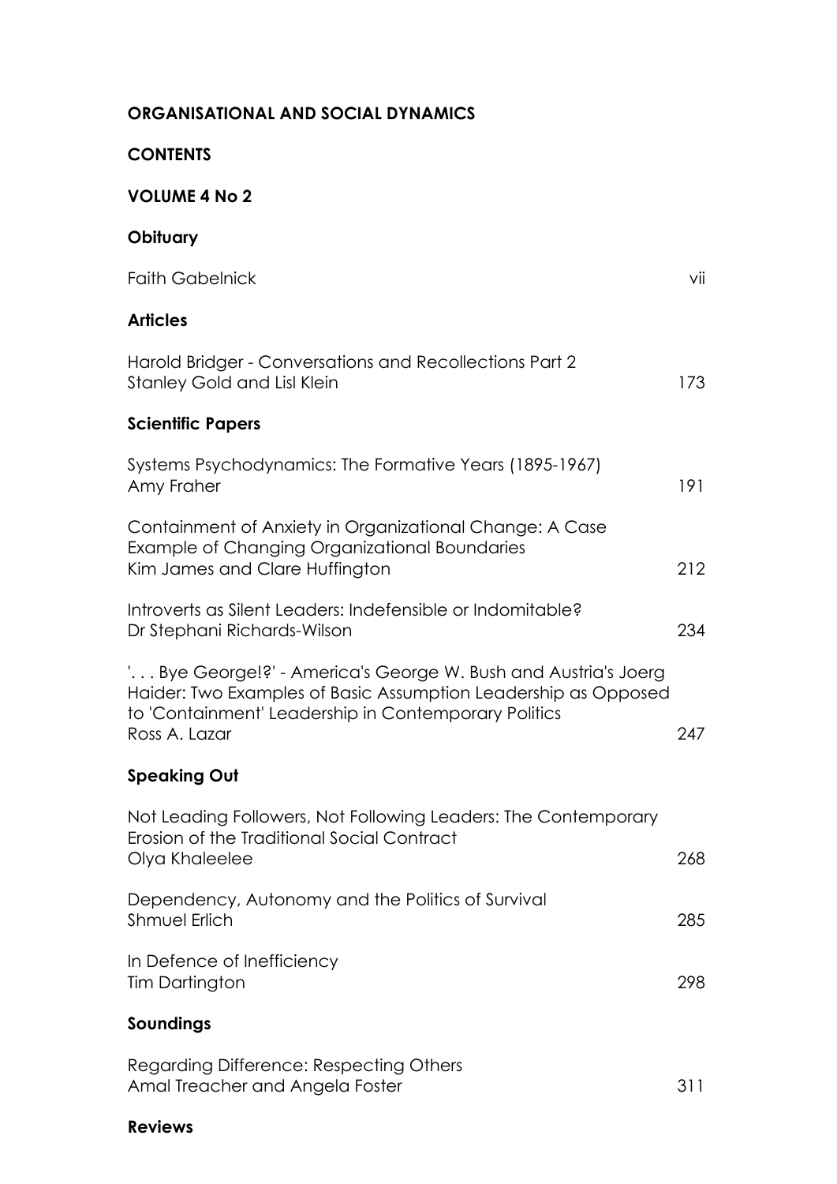# ORGANISATIONAL AND SOCIAL DYNAMICS

## CONTENTS

### VOLUME 4 No 2

### Obituary

Faith Gabelnick — vii

### Articles

Harold Bridger - Conversations and Recollections Part 2
Stanley Gold and Lisl Klein — 173

### Scientific Papers

Systems Psychodynamics: The Formative Years (1895-1967)
Amy Fraher — 191

Containment of Anxiety in Organizational Change: A Case Example of Changing Organizational Boundaries
Kim James and Clare Huffington — 212

Introverts as Silent Leaders: Indefensible or Indomitable?
Dr Stephani Richards-Wilson — 234

'. . . Bye George!?' - America's George W. Bush and Austria's Joerg Haider: Two Examples of Basic Assumption Leadership as Opposed to 'Containment' Leadership in Contemporary Politics
Ross A. Lazar — 247

### Speaking Out

Not Leading Followers, Not Following Leaders: The Contemporary Erosion of the Traditional Social Contract
Olya Khaleelee — 268

Dependency, Autonomy and the Politics of Survival
Shmuel Erlich — 285

In Defence of Inefficiency
Tim Dartington — 298

### Soundings

Regarding Difference: Respecting Others
Amal Treacher and Angela Foster — 311

### Reviews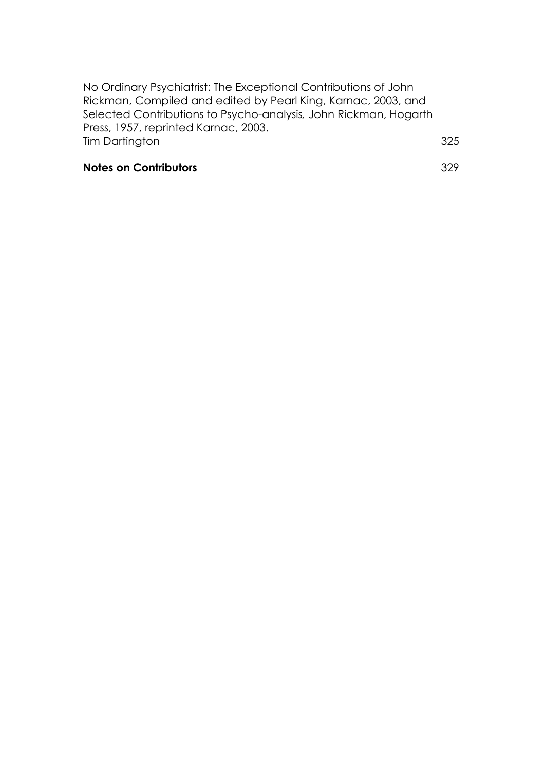No Ordinary Psychiatrist: The Exceptional Contributions of John Rickman, Compiled and edited by Pearl King, Karnac, 2003, and Selected Contributions to Psycho-analysis, John Rickman, Hogarth Press, 1957, reprinted Karnac, 2003.
Tim Dartington 325

**Notes on Contributors** 329